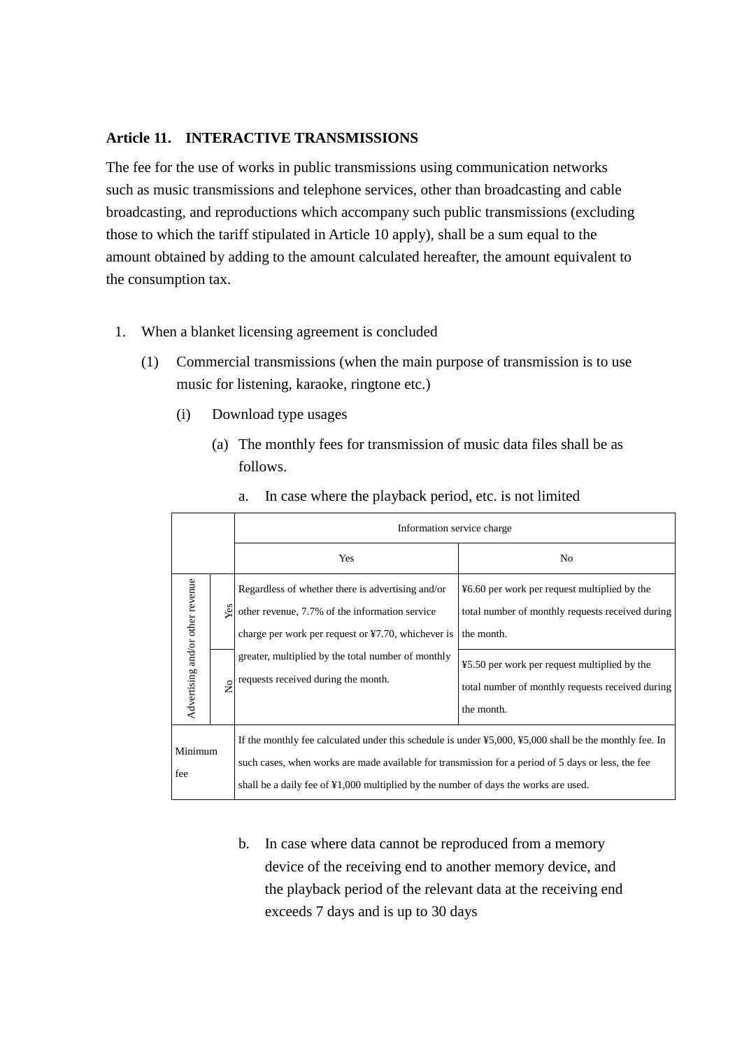### Article 11. INTERACTIVE TRANSMISSIONS

The fee for the use of works in public transmissions using communication networks such as music transmissions and telephone services, other than broadcasting and cable broadcasting, and reproductions which accompany such public transmissions (excluding those to which the tariff stipulated in Article 10 apply), shall be a sum equal to the amount obtained by adding to the amount calculated hereafter, the amount equivalent to the consumption tax.

1. When a blanket licensing agreement is concluded
   - (1) Commercial transmissions (when the main purpose of transmission is to use music for listening, karaoke, ringtone etc.)
     - (i) Download type usages
       - (a) The monthly fees for transmission of music data files shall be as follows.
         - a. In case where the playback period, etc. is not limited

| | | Information service charge | |
|---|---|---|---|
| | | Yes | No |
| Advertising and/or other revenue | Yes | Regardless of whether there is advertising and/or other revenue, 7.7% of the information service charge per work per request or ¥7.70, whichever is greater, multiplied by the total number of monthly requests received during the month. | ¥6.60 per work per request multiplied by the total number of monthly requests received during the month. |
| | No | | ¥5.50 per work per request multiplied by the total number of monthly requests received during the month. |
| Minimum fee | | If the monthly fee calculated under this schedule is under ¥5,000, ¥5,000 shall be the monthly fee. In such cases, when works are made available for transmission for a period of 5 days or less, the fee shall be a daily fee of ¥1,000 multiplied by the number of days the works are used. | |

         - b. In case where data cannot be reproduced from a memory device of the receiving end to another memory device, and the playback period of the relevant data at the receiving end exceeds 7 days and is up to 30 days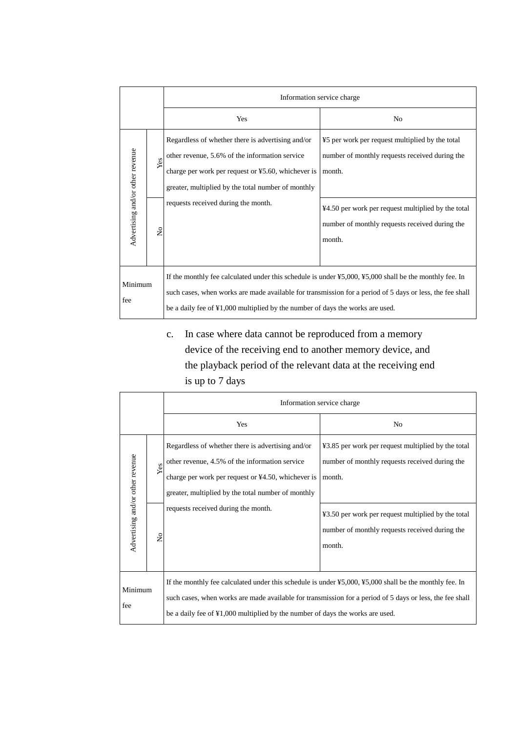| | | Information service charge | |
|---|---|---|---|
| | | Yes | No |
| Advertising and/or other revenue | Yes | Regardless of whether there is advertising and/or other revenue, 5.6% of the information service charge per work per request or ¥5.60, whichever is greater, multiplied by the total number of monthly requests received during the month. | ¥5 per work per request multiplied by the total number of monthly requests received during the month. |
| | No | | ¥4.50 per work per request multiplied by the total number of monthly requests received during the month. |
| Minimum fee | | If the monthly fee calculated under this schedule is under ¥5,000, ¥5,000 shall be the monthly fee. In such cases, when works are made available for transmission for a period of 5 days or less, the fee shall be a daily fee of ¥1,000 multiplied by the number of days the works are used. | |

c. In case where data cannot be reproduced from a memory device of the receiving end to another memory device, and the playback period of the relevant data at the receiving end is up to 7 days

| | | Information service charge | |
|---|---|---|---|
| | | Yes | No |
| Advertising and/or other revenue | Yes | Regardless of whether there is advertising and/or other revenue, 4.5% of the information service charge per work per request or ¥4.50, whichever is greater, multiplied by the total number of monthly requests received during the month. | ¥3.85 per work per request multiplied by the total number of monthly requests received during the month. |
| | No | | ¥3.50 per work per request multiplied by the total number of monthly requests received during the month. |
| Minimum fee | | If the monthly fee calculated under this schedule is under ¥5,000, ¥5,000 shall be the monthly fee. In such cases, when works are made available for transmission for a period of 5 days or less, the fee shall be a daily fee of ¥1,000 multiplied by the number of days the works are used. | |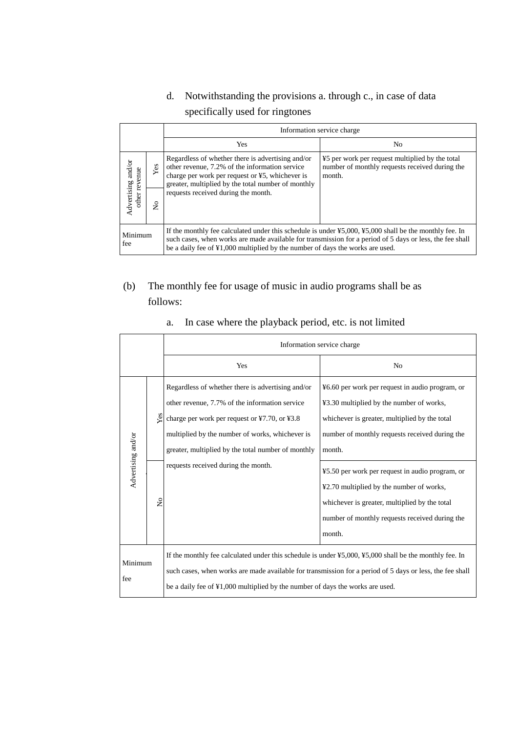d. Notwithstanding the provisions a. through c., in case of data specifically used for ringtones

| | | Information service charge | |
|---|---|---|---|
| | | Yes | No |
| Advertising and/or other revenue | Yes | Regardless of whether there is advertising and/or other revenue, 7.2% of the information service charge per work per request or ¥5, whichever is greater, multiplied by the total number of monthly requests received during the month. | ¥5 per work per request multiplied by the total number of monthly requests received during the month. |
| | No | | |
| Minimum fee | | If the monthly fee calculated under this schedule is under ¥5,000, ¥5,000 shall be the monthly fee. In such cases, when works are made available for transmission for a period of 5 days or less, the fee shall be a daily fee of ¥1,000 multiplied by the number of days the works are used. | |

(b) The monthly fee for usage of music in audio programs shall be as follows:

a. In case where the playback period, etc. is not limited

| | | Information service charge | |
|---|---|---|---|
| | | Yes | No |
| Advertising and/or | Yes | Regardless of whether there is advertising and/or other revenue, 7.7% of the information service charge per work per request or ¥7.70, or ¥3.8 multiplied by the number of works, whichever is greater, multiplied by the total number of monthly requests received during the month. | ¥6.60 per work per request in audio program, or ¥3.30 multiplied by the number of works, whichever is greater, multiplied by the total number of monthly requests received during the month. |
| | No | | ¥5.50 per work per request in audio program, or ¥2.70 multiplied by the number of works, whichever is greater, multiplied by the total number of monthly requests received during the month. |
| Minimum fee | | If the monthly fee calculated under this schedule is under ¥5,000, ¥5,000 shall be the monthly fee. In such cases, when works are made available for transmission for a period of 5 days or less, the fee shall be a daily fee of ¥1,000 multiplied by the number of days the works are used. | |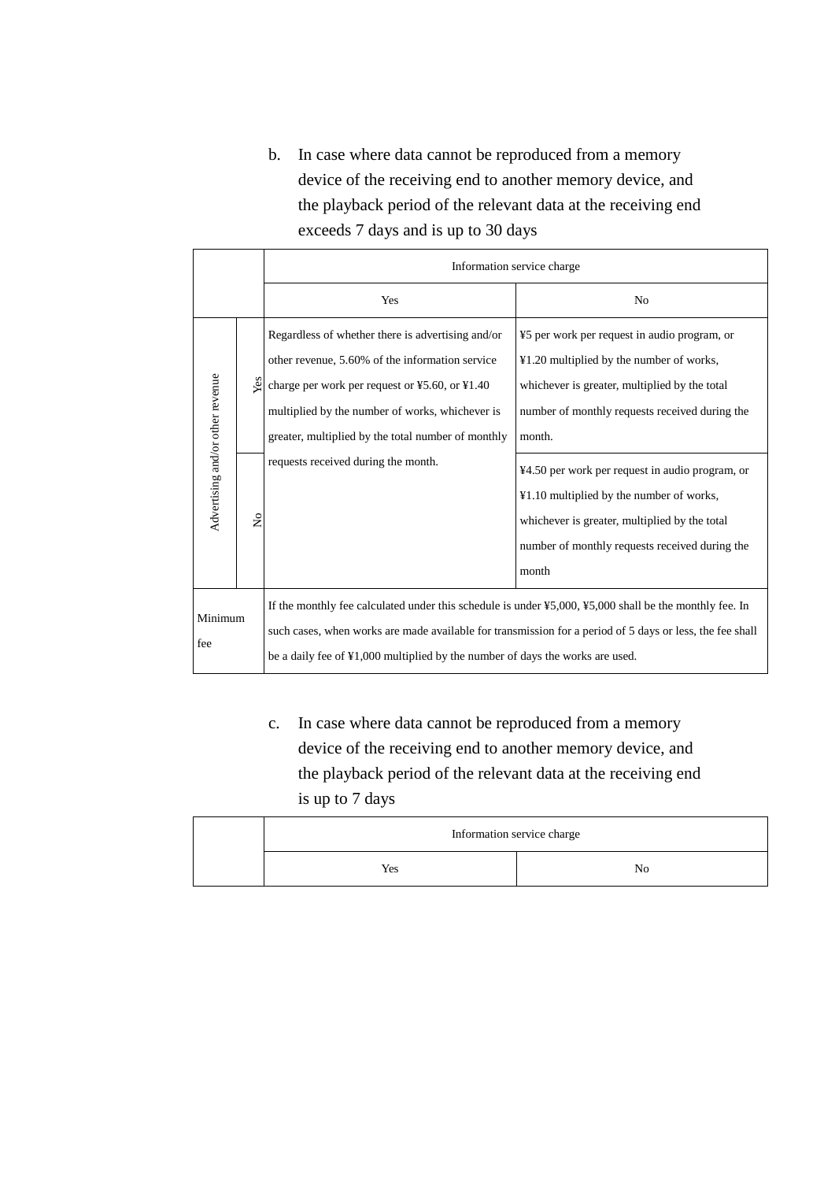b. In case where data cannot be reproduced from a memory device of the receiving end to another memory device, and the playback period of the relevant data at the receiving end exceeds 7 days and is up to 30 days

| | | Information service charge | |
|---|---|---|---|
| | | Yes | No |
| Advertising and/or other revenue | Yes | Regardless of whether there is advertising and/or other revenue, 5.60% of the information service charge per work per request or ¥5.60, or ¥1.40 multiplied by the number of works, whichever is greater, multiplied by the total number of monthly requests received during the month. | ¥5 per work per request in audio program, or ¥1.20 multiplied by the number of works, whichever is greater, multiplied by the total number of monthly requests received during the month. |
| | No | | ¥4.50 per work per request in audio program, or ¥1.10 multiplied by the number of works, whichever is greater, multiplied by the total number of monthly requests received during the month |
| Minimum fee | | If the monthly fee calculated under this schedule is under ¥5,000, ¥5,000 shall be the monthly fee. In such cases, when works are made available for transmission for a period of 5 days or less, the fee shall be a daily fee of ¥1,000 multiplied by the number of days the works are used. | |

c. In case where data cannot be reproduced from a memory device of the receiving end to another memory device, and the playback period of the relevant data at the receiving end is up to 7 days

| | Information service charge | |
|---|---|---|
| | Yes | No |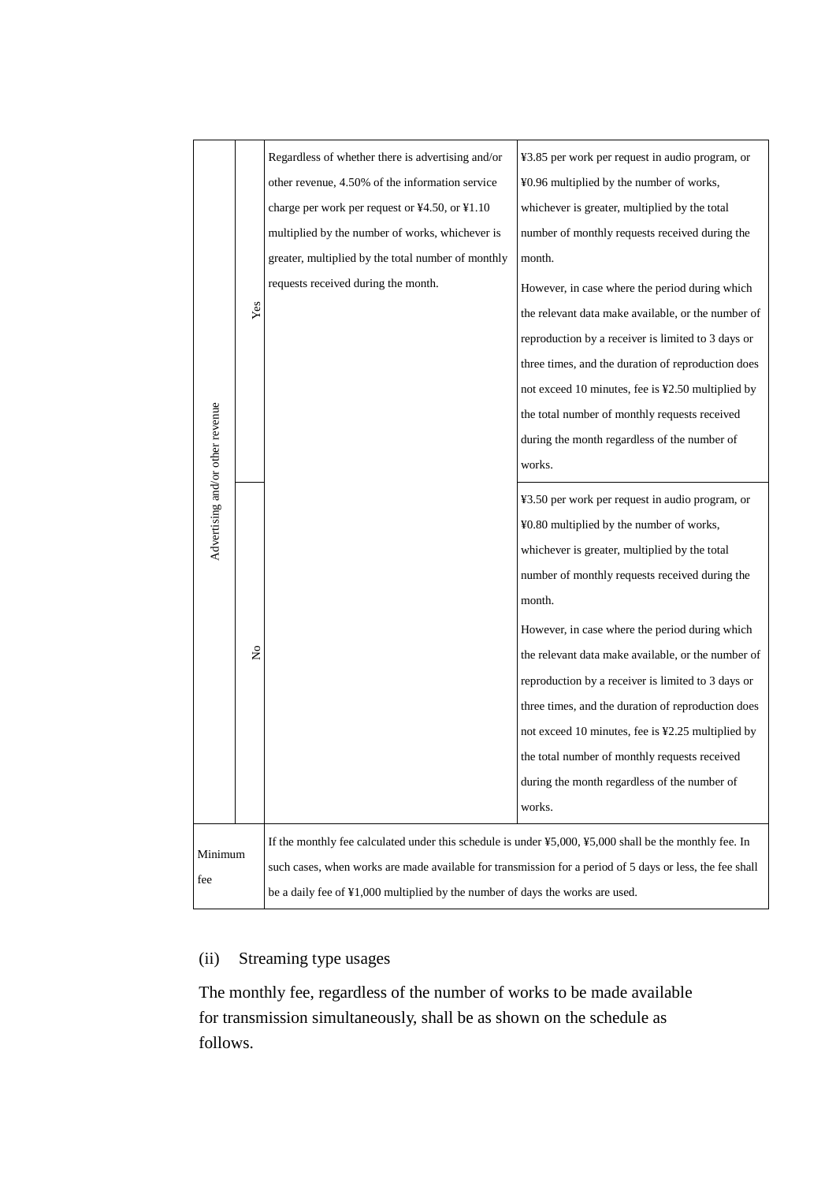| | | | |
|---|---|---|---|
| Advertising and/or other revenue | Yes | Regardless of whether there is advertising and/or other revenue, 4.50% of the information service charge per work per request or ¥4.50, or ¥1.10 multiplied by the number of works, whichever is greater, multiplied by the total number of monthly requests received during the month. | ¥3.85 per work per request in audio program, or ¥0.96 multiplied by the number of works, whichever is greater, multiplied by the total number of monthly requests received during the month.<br>However, in case where the period during which the relevant data make available, or the number of reproduction by a receiver is limited to 3 days or three times, and the duration of reproduction does not exceed 10 minutes, fee is ¥2.50 multiplied by the total number of monthly requests received during the month regardless of the number of works. |
| | No | | ¥3.50 per work per request in audio program, or ¥0.80 multiplied by the number of works, whichever is greater, multiplied by the total number of monthly requests received during the month.<br>However, in case where the period during which the relevant data make available, or the number of reproduction by a receiver is limited to 3 days or three times, and the duration of reproduction does not exceed 10 minutes, fee is ¥2.25 multiplied by the total number of monthly requests received during the month regardless of the number of works. |
| Minimum fee | | If the monthly fee calculated under this schedule is under ¥5,000, ¥5,000 shall be the monthly fee. In such cases, when works are made available for transmission for a period of 5 days or less, the fee shall be a daily fee of ¥1,000 multiplied by the number of days the works are used. | |

(ii) Streaming type usages

The monthly fee, regardless of the number of works to be made available for transmission simultaneously, shall be as shown on the schedule as follows.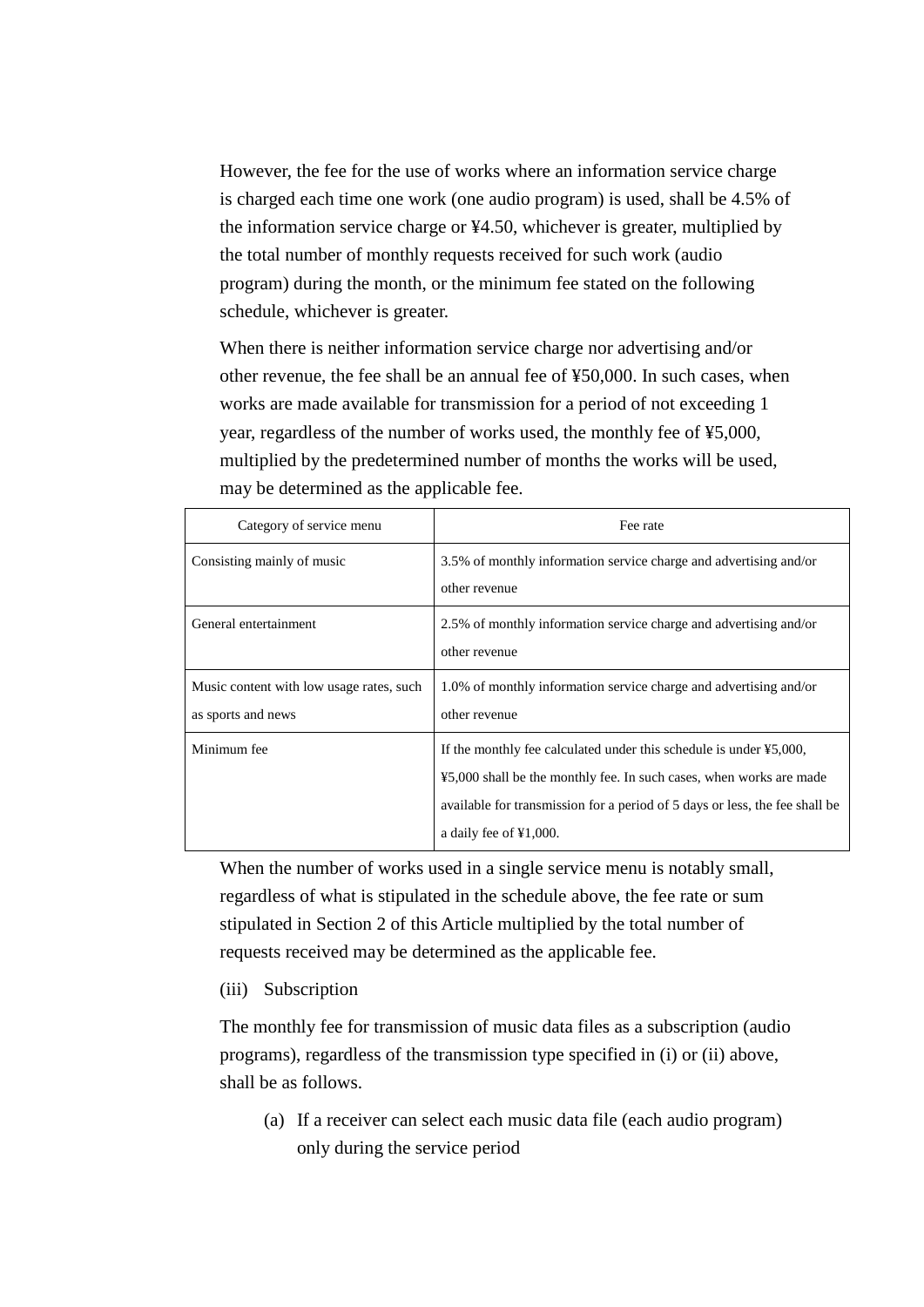However, the fee for the use of works where an information service charge is charged each time one work (one audio program) is used, shall be 4.5% of the information service charge or ¥4.50, whichever is greater, multiplied by the total number of monthly requests received for such work (audio program) during the month, or the minimum fee stated on the following schedule, whichever is greater.

When there is neither information service charge nor advertising and/or other revenue, the fee shall be an annual fee of ¥50,000. In such cases, when works are made available for transmission for a period of not exceeding 1 year, regardless of the number of works used, the monthly fee of ¥5,000, multiplied by the predetermined number of months the works will be used, may be determined as the applicable fee.

| Category of service menu | Fee rate |
| --- | --- |
| Consisting mainly of music | 3.5% of monthly information service charge and advertising and/or other revenue |
| General entertainment | 2.5% of monthly information service charge and advertising and/or other revenue |
| Music content with low usage rates, such as sports and news | 1.0% of monthly information service charge and advertising and/or other revenue |
| Minimum fee | If the monthly fee calculated under this schedule is under ¥5,000, ¥5,000 shall be the monthly fee. In such cases, when works are made available for transmission for a period of 5 days or less, the fee shall be a daily fee of ¥1,000. |

When the number of works used in a single service menu is notably small, regardless of what is stipulated in the schedule above, the fee rate or sum stipulated in Section 2 of this Article multiplied by the total number of requests received may be determined as the applicable fee.

(iii) Subscription

The monthly fee for transmission of music data files as a subscription (audio programs), regardless of the transmission type specified in (i) or (ii) above, shall be as follows.

(a) If a receiver can select each music data file (each audio program) only during the service period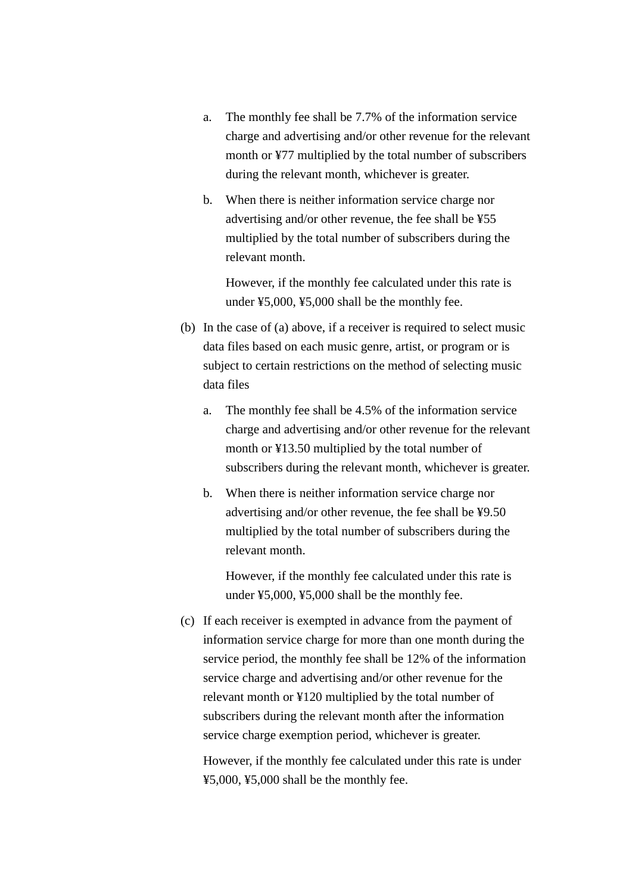a. The monthly fee shall be 7.7% of the information service charge and advertising and/or other revenue for the relevant month or ¥77 multiplied by the total number of subscribers during the relevant month, whichever is greater.

b. When there is neither information service charge nor advertising and/or other revenue, the fee shall be ¥55 multiplied by the total number of subscribers during the relevant month.

   However, if the monthly fee calculated under this rate is under ¥5,000, ¥5,000 shall be the monthly fee.

(b) In the case of (a) above, if a receiver is required to select music data files based on each music genre, artist, or program or is subject to certain restrictions on the method of selecting music data files

a. The monthly fee shall be 4.5% of the information service charge and advertising and/or other revenue for the relevant month or ¥13.50 multiplied by the total number of subscribers during the relevant month, whichever is greater.

b. When there is neither information service charge nor advertising and/or other revenue, the fee shall be ¥9.50 multiplied by the total number of subscribers during the relevant month.

   However, if the monthly fee calculated under this rate is under ¥5,000, ¥5,000 shall be the monthly fee.

(c) If each receiver is exempted in advance from the payment of information service charge for more than one month during the service period, the monthly fee shall be 12% of the information service charge and advertising and/or other revenue for the relevant month or ¥120 multiplied by the total number of subscribers during the relevant month after the information service charge exemption period, whichever is greater.

   However, if the monthly fee calculated under this rate is under ¥5,000, ¥5,000 shall be the monthly fee.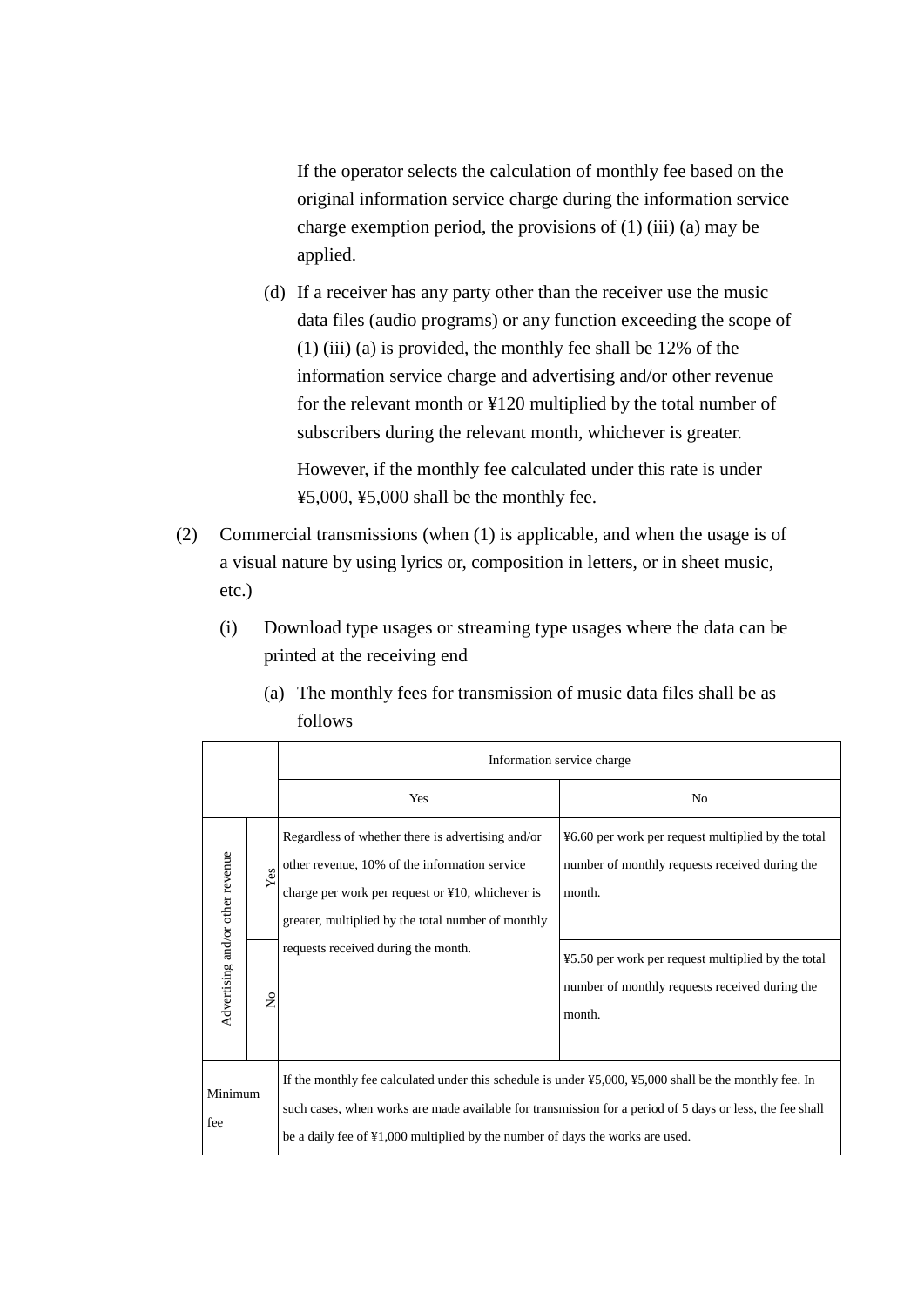If the operator selects the calculation of monthly fee based on the original information service charge during the information service charge exemption period, the provisions of (1) (iii) (a) may be applied.

(d) If a receiver has any party other than the receiver use the music data files (audio programs) or any function exceeding the scope of (1) (iii) (a) is provided, the monthly fee shall be 12% of the information service charge and advertising and/or other revenue for the relevant month or ¥120 multiplied by the total number of subscribers during the relevant month, whichever is greater.

However, if the monthly fee calculated under this rate is under ¥5,000, ¥5,000 shall be the monthly fee.

(2) Commercial transmissions (when (1) is applicable, and when the usage is of a visual nature by using lyrics or, composition in letters, or in sheet music, etc.)

(i) Download type usages or streaming type usages where the data can be printed at the receiving end

(a) The monthly fees for transmission of music data files shall be as follows

| | | Information service charge | |
|---|---|---|---|
| | | Yes | No |
| Advertising and/or other revenue | Yes | Regardless of whether there is advertising and/or other revenue, 10% of the information service charge per work per request or ¥10, whichever is greater, multiplied by the total number of monthly requests received during the month. | ¥6.60 per work per request multiplied by the total number of monthly requests received during the month. |
| | No | | ¥5.50 per work per request multiplied by the total number of monthly requests received during the month. |
| Minimum fee | | If the monthly fee calculated under this schedule is under ¥5,000, ¥5,000 shall be the monthly fee. In such cases, when works are made available for transmission for a period of 5 days or less, the fee shall be a daily fee of ¥1,000 multiplied by the number of days the works are used. | |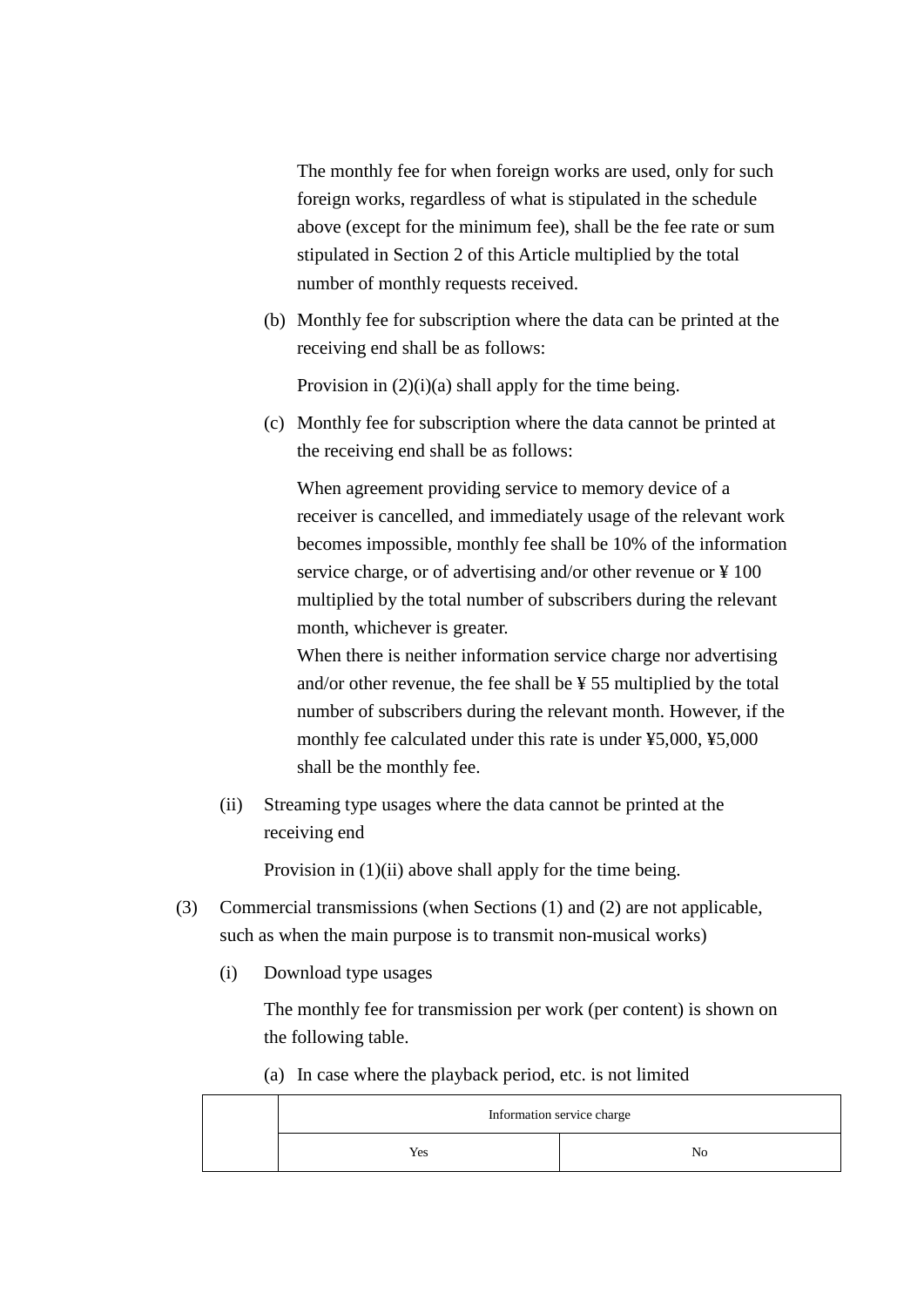The monthly fee for when foreign works are used, only for such foreign works, regardless of what is stipulated in the schedule above (except for the minimum fee), shall be the fee rate or sum stipulated in Section 2 of this Article multiplied by the total number of monthly requests received.

(b) Monthly fee for subscription where the data can be printed at the receiving end shall be as follows:

Provision in (2)(i)(a) shall apply for the time being.

(c) Monthly fee for subscription where the data cannot be printed at the receiving end shall be as follows:

When agreement providing service to memory device of a receiver is cancelled, and immediately usage of the relevant work becomes impossible, monthly fee shall be 10% of the information service charge, or of advertising and/or other revenue or ¥ 100 multiplied by the total number of subscribers during the relevant month, whichever is greater.
When there is neither information service charge nor advertising and/or other revenue, the fee shall be ¥ 55 multiplied by the total number of subscribers during the relevant month. However, if the monthly fee calculated under this rate is under ¥5,000, ¥5,000 shall be the monthly fee.

(ii) Streaming type usages where the data cannot be printed at the receiving end

Provision in (1)(ii) above shall apply for the time being.

(3) Commercial transmissions (when Sections (1) and (2) are not applicable, such as when the main purpose is to transmit non-musical works)

(i) Download type usages

The monthly fee for transmission per work (per content) is shown on the following table.

(a) In case where the playback period, etc. is not limited

| | Information service charge | |
|---|---|---|
| | Yes | No |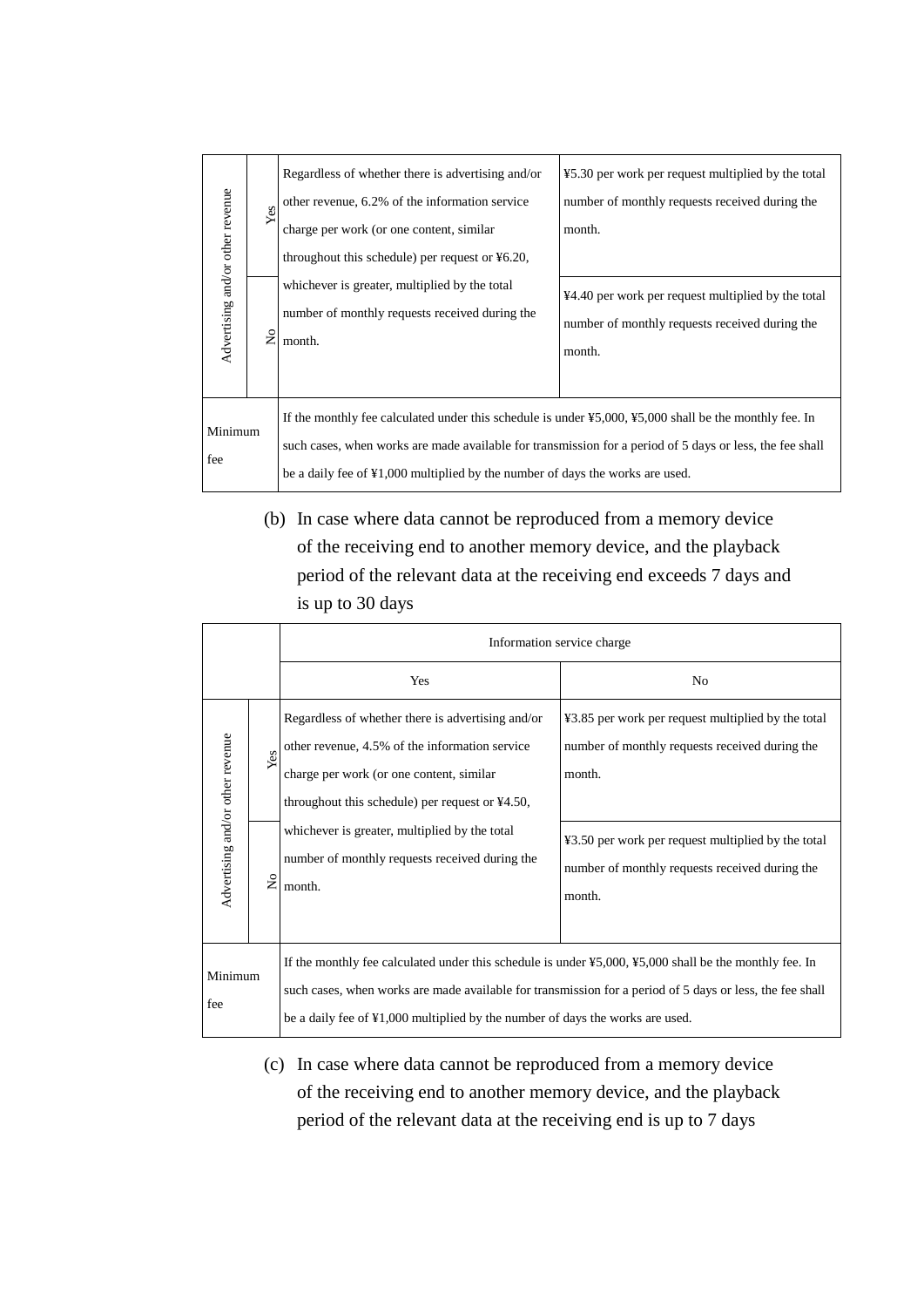| | | | |
|---|---|---|---|
| Advertising and/or other revenue | Yes | Regardless of whether there is advertising and/or other revenue, 6.2% of the information service charge per work (or one content, similar throughout this schedule) per request or ¥6.20, whichever is greater, multiplied by the total number of monthly requests received during the month. | ¥5.30 per work per request multiplied by the total number of monthly requests received during the month. |
| | No | | ¥4.40 per work per request multiplied by the total number of monthly requests received during the month. |
| Minimum fee | | If the monthly fee calculated under this schedule is under ¥5,000, ¥5,000 shall be the monthly fee. In such cases, when works are made available for transmission for a period of 5 days or less, the fee shall be a daily fee of ¥1,000 multiplied by the number of days the works are used. | |

(b) In case where data cannot be reproduced from a memory device of the receiving end to another memory device, and the playback period of the relevant data at the receiving end exceeds 7 days and is up to 30 days

| | | Information service charge | |
|---|---|---|---|
| | | Yes | No |
| Advertising and/or other revenue | Yes | Regardless of whether there is advertising and/or other revenue, 4.5% of the information service charge per work (or one content, similar throughout this schedule) per request or ¥4.50, whichever is greater, multiplied by the total number of monthly requests received during the month. | ¥3.85 per work per request multiplied by the total number of monthly requests received during the month. |
| | No | | ¥3.50 per work per request multiplied by the total number of monthly requests received during the month. |
| Minimum fee | | If the monthly fee calculated under this schedule is under ¥5,000, ¥5,000 shall be the monthly fee. In such cases, when works are made available for transmission for a period of 5 days or less, the fee shall be a daily fee of ¥1,000 multiplied by the number of days the works are used. | |

(c) In case where data cannot be reproduced from a memory device of the receiving end to another memory device, and the playback period of the relevant data at the receiving end is up to 7 days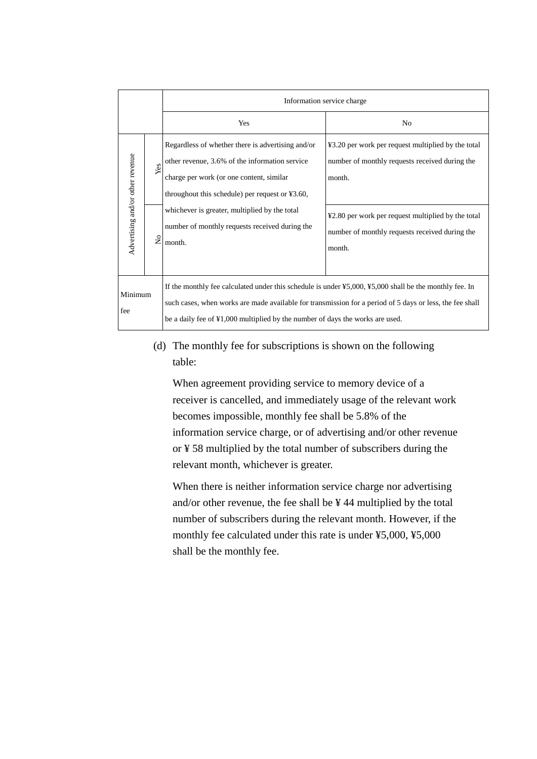| | | Information service charge | |
|---|---|---|---|
| | | Yes | No |
| Advertising and/or other revenue | Yes | Regardless of whether there is advertising and/or other revenue, 3.6% of the information service charge per work (or one content, similar throughout this schedule) per request or ¥3.60, whichever is greater, multiplied by the total number of monthly requests received during the month. | ¥3.20 per work per request multiplied by the total number of monthly requests received during the month. |
| | No | | ¥2.80 per work per request multiplied by the total number of monthly requests received during the month. |
| Minimum fee | | If the monthly fee calculated under this schedule is under ¥5,000, ¥5,000 shall be the monthly fee. In such cases, when works are made available for transmission for a period of 5 days or less, the fee shall be a daily fee of ¥1,000 multiplied by the number of days the works are used. | |

(d) The monthly fee for subscriptions is shown on the following table:

When agreement providing service to memory device of a receiver is cancelled, and immediately usage of the relevant work becomes impossible, monthly fee shall be 5.8% of the information service charge, or of advertising and/or other revenue or ¥ 58 multiplied by the total number of subscribers during the relevant month, whichever is greater.

When there is neither information service charge nor advertising and/or other revenue, the fee shall be ¥ 44 multiplied by the total number of subscribers during the relevant month. However, if the monthly fee calculated under this rate is under ¥5,000, ¥5,000 shall be the monthly fee.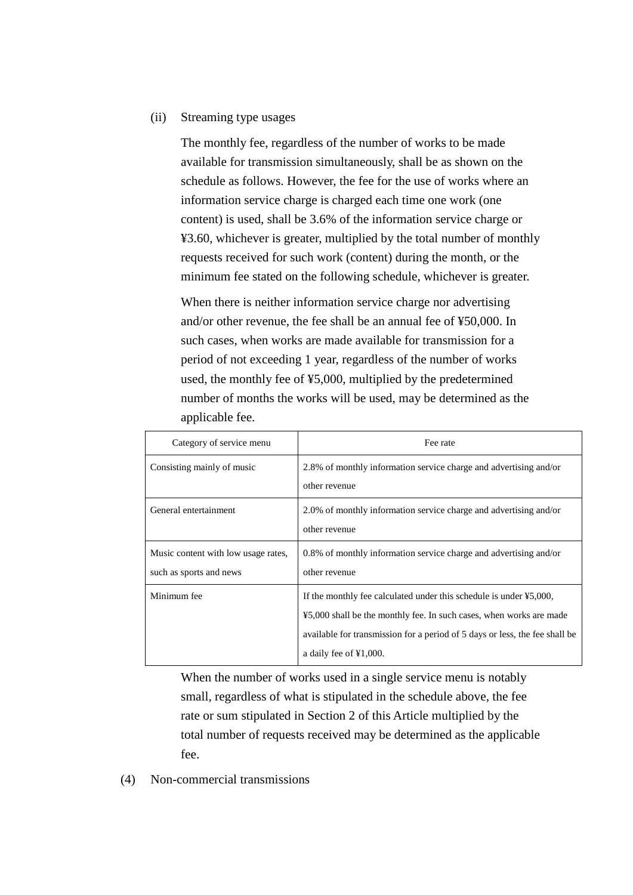(ii) Streaming type usages

The monthly fee, regardless of the number of works to be made available for transmission simultaneously, shall be as shown on the schedule as follows. However, the fee for the use of works where an information service charge is charged each time one work (one content) is used, shall be 3.6% of the information service charge or ¥3.60, whichever is greater, multiplied by the total number of monthly requests received for such work (content) during the month, or the minimum fee stated on the following schedule, whichever is greater.

When there is neither information service charge nor advertising and/or other revenue, the fee shall be an annual fee of ¥50,000. In such cases, when works are made available for transmission for a period of not exceeding 1 year, regardless of the number of works used, the monthly fee of ¥5,000, multiplied by the predetermined number of months the works will be used, may be determined as the applicable fee.

| Category of service menu | Fee rate |
| --- | --- |
| Consisting mainly of music | 2.8% of monthly information service charge and advertising and/or other revenue |
| General entertainment | 2.0% of monthly information service charge and advertising and/or other revenue |
| Music content with low usage rates, such as sports and news | 0.8% of monthly information service charge and advertising and/or other revenue |
| Minimum fee | If the monthly fee calculated under this schedule is under ¥5,000, ¥5,000 shall be the monthly fee. In such cases, when works are made available for transmission for a period of 5 days or less, the fee shall be a daily fee of ¥1,000. |

When the number of works used in a single service menu is notably small, regardless of what is stipulated in the schedule above, the fee rate or sum stipulated in Section 2 of this Article multiplied by the total number of requests received may be determined as the applicable fee.

(4) Non-commercial transmissions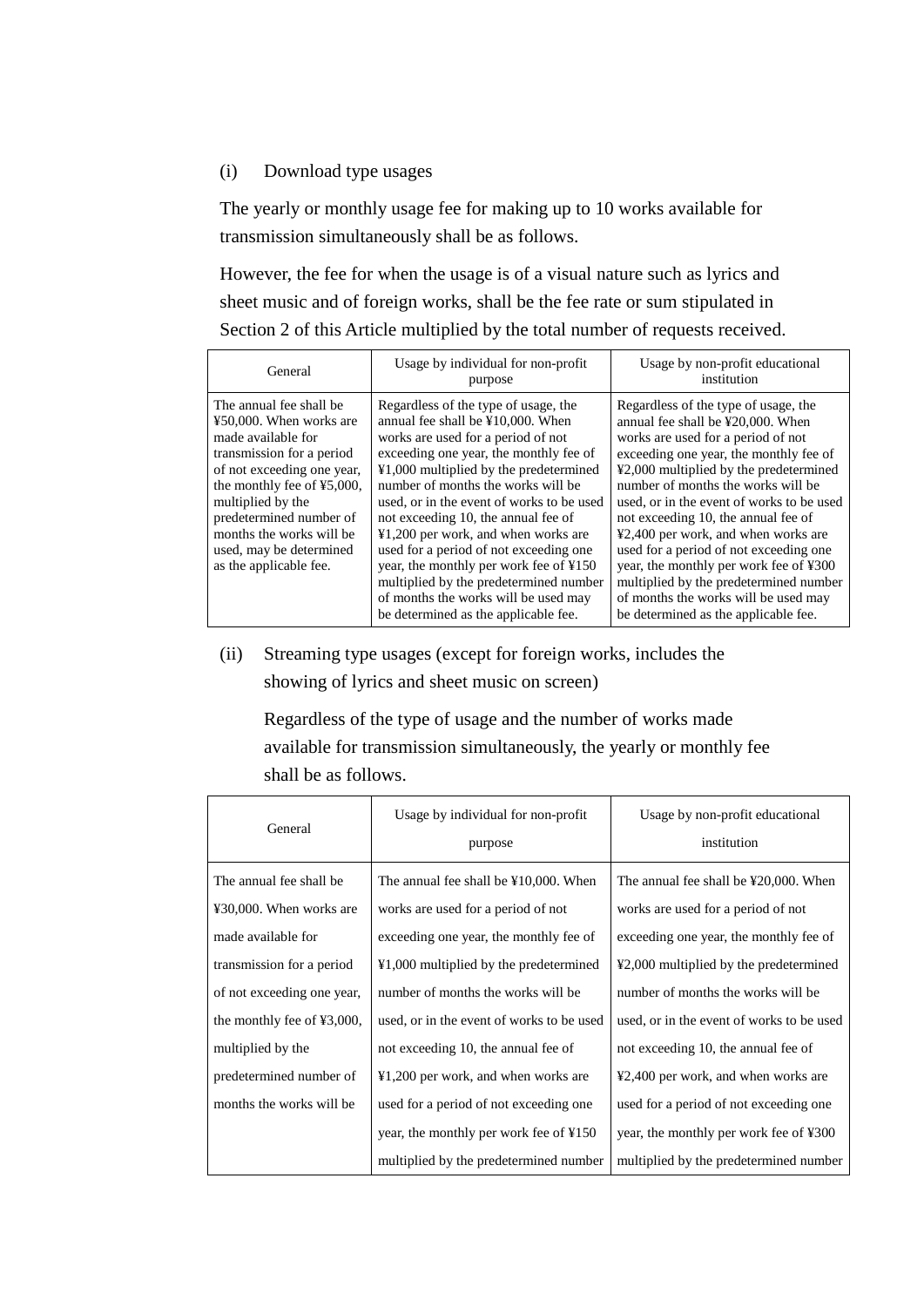(i) Download type usages

The yearly or monthly usage fee for making up to 10 works available for transmission simultaneously shall be as follows.

However, the fee for when the usage is of a visual nature such as lyrics and sheet music and of foreign works, shall be the fee rate or sum stipulated in Section 2 of this Article multiplied by the total number of requests received.

| General | Usage by individual for non-profit purpose | Usage by non-profit educational institution |
|---|---|---|
| The annual fee shall be ¥50,000. When works are made available for transmission for a period of not exceeding one year, the monthly fee of ¥5,000, multiplied by the predetermined number of months the works will be used, may be determined as the applicable fee. | Regardless of the type of usage, the annual fee shall be ¥10,000. When works are used for a period of not exceeding one year, the monthly fee of ¥1,000 multiplied by the predetermined number of months the works will be used, or in the event of works to be used not exceeding 10, the annual fee of ¥1,200 per work, and when works are used for a period of not exceeding one year, the monthly per work fee of ¥150 multiplied by the predetermined number of months the works will be used may be determined as the applicable fee. | Regardless of the type of usage, the annual fee shall be ¥20,000. When works are used for a period of not exceeding one year, the monthly fee of ¥2,000 multiplied by the predetermined number of months the works will be used, or in the event of works to be used not exceeding 10, the annual fee of ¥2,400 per work, and when works are used for a period of not exceeding one year, the monthly per work fee of ¥300 multiplied by the predetermined number of months the works will be used may be determined as the applicable fee. |

(ii) Streaming type usages (except for foreign works, includes the showing of lyrics and sheet music on screen)

Regardless of the type of usage and the number of works made available for transmission simultaneously, the yearly or monthly fee shall be as follows.

| General | Usage by individual for non-profit purpose | Usage by non-profit educational institution |
|---|---|---|
| The annual fee shall be ¥30,000. When works are made available for transmission for a period of not exceeding one year, the monthly fee of ¥3,000, multiplied by the predetermined number of months the works will be | The annual fee shall be ¥10,000. When works are used for a period of not exceeding one year, the monthly fee of ¥1,000 multiplied by the predetermined number of months the works will be used, or in the event of works to be used not exceeding 10, the annual fee of ¥1,200 per work, and when works are used for a period of not exceeding one year, the monthly per work fee of ¥150 multiplied by the predetermined number | The annual fee shall be ¥20,000. When works are used for a period of not exceeding one year, the monthly fee of ¥2,000 multiplied by the predetermined number of months the works will be used, or in the event of works to be used not exceeding 10, the annual fee of ¥2,400 per work, and when works are used for a period of not exceeding one year, the monthly per work fee of ¥300 multiplied by the predetermined number |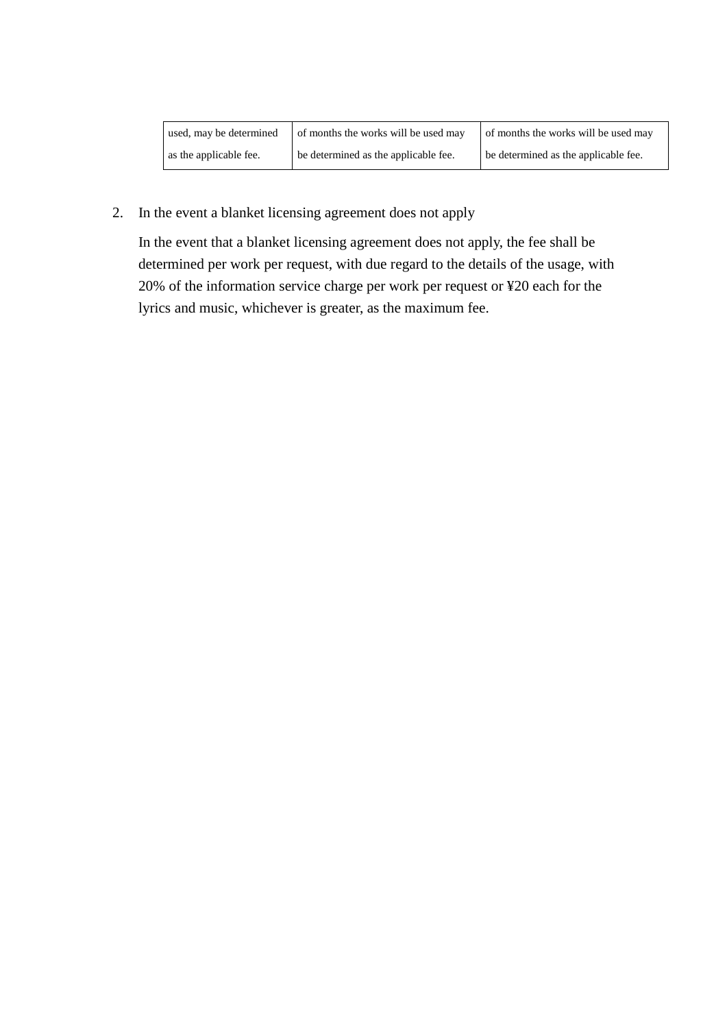| used, may be determined as the applicable fee. | of months the works will be used may be determined as the applicable fee. | of months the works will be used may be determined as the applicable fee. |
|---|---|---|

2. In the event a blanket licensing agreement does not apply

   In the event that a blanket licensing agreement does not apply, the fee shall be determined per work per request, with due regard to the details of the usage, with 20% of the information service charge per work per request or ¥20 each for the lyrics and music, whichever is greater, as the maximum fee.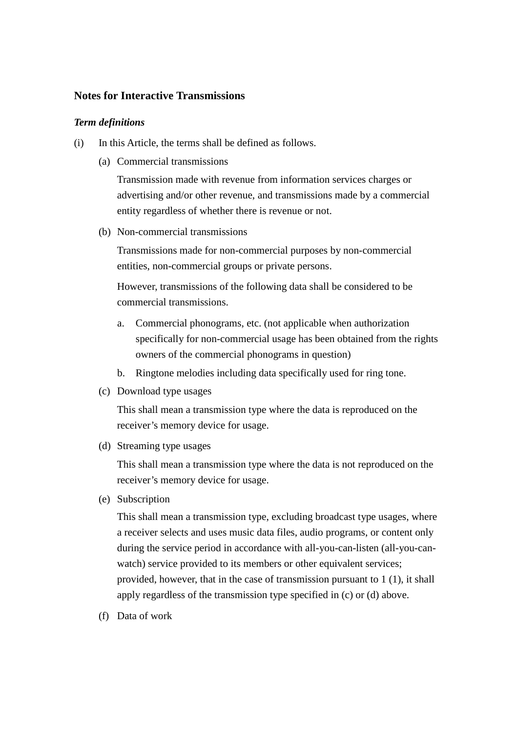## Notes for Interactive Transmissions

***Term definitions***

(i) In this Article, the terms shall be defined as follows.

(a) Commercial transmissions

Transmission made with revenue from information services charges or advertising and/or other revenue, and transmissions made by a commercial entity regardless of whether there is revenue or not.

(b) Non-commercial transmissions

Transmissions made for non-commercial purposes by non-commercial entities, non-commercial groups or private persons.

However, transmissions of the following data shall be considered to be commercial transmissions.

a. Commercial phonograms, etc. (not applicable when authorization specifically for non-commercial usage has been obtained from the rights owners of the commercial phonograms in question)

b. Ringtone melodies including data specifically used for ring tone.

(c) Download type usages

This shall mean a transmission type where the data is reproduced on the receiver's memory device for usage.

(d) Streaming type usages

This shall mean a transmission type where the data is not reproduced on the receiver's memory device for usage.

(e) Subscription

This shall mean a transmission type, excluding broadcast type usages, where a receiver selects and uses music data files, audio programs, or content only during the service period in accordance with all-you-can-listen (all-you-can-watch) service provided to its members or other equivalent services; provided, however, that in the case of transmission pursuant to 1 (1), it shall apply regardless of the transmission type specified in (c) or (d) above.

(f) Data of work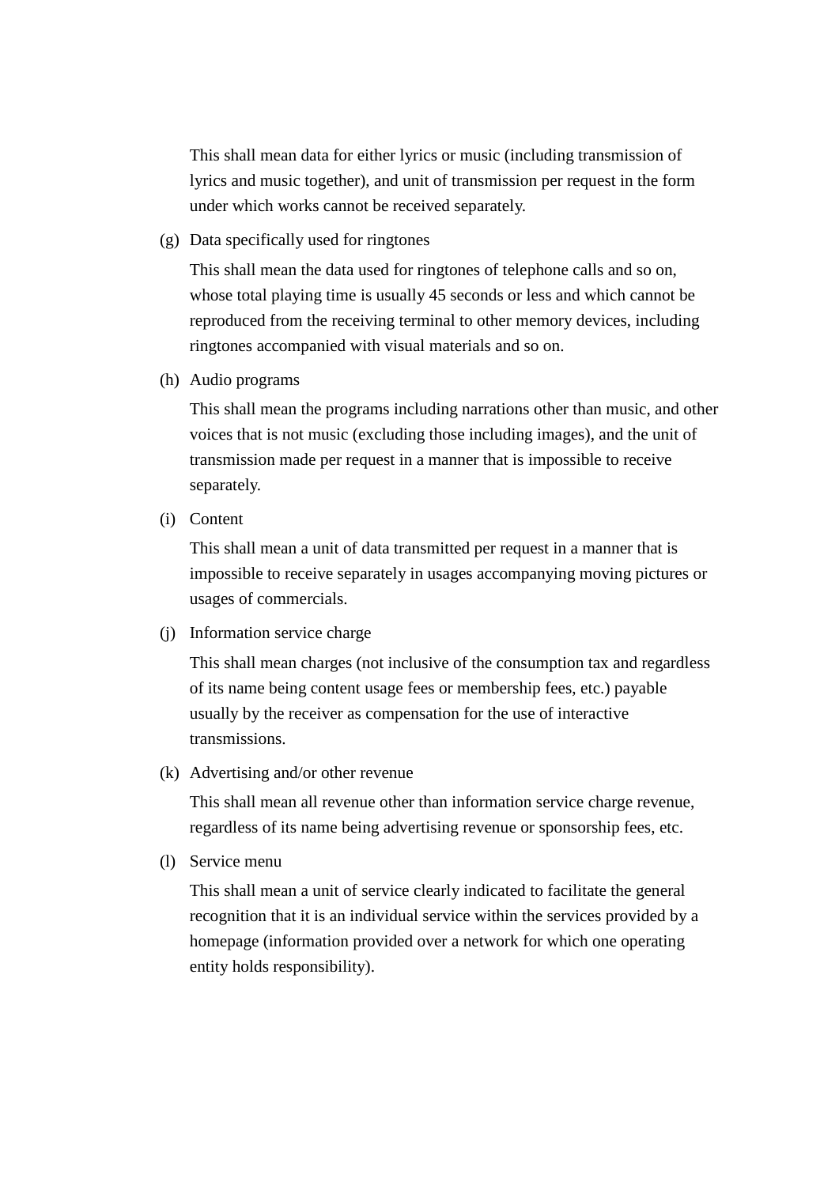This shall mean data for either lyrics or music (including transmission of lyrics and music together), and unit of transmission per request in the form under which works cannot be received separately.

(g) Data specifically used for ringtones

This shall mean the data used for ringtones of telephone calls and so on, whose total playing time is usually 45 seconds or less and which cannot be reproduced from the receiving terminal to other memory devices, including ringtones accompanied with visual materials and so on.

(h) Audio programs

This shall mean the programs including narrations other than music, and other voices that is not music (excluding those including images), and the unit of transmission made per request in a manner that is impossible to receive separately.

(i) Content

This shall mean a unit of data transmitted per request in a manner that is impossible to receive separately in usages accompanying moving pictures or usages of commercials.

(j) Information service charge

This shall mean charges (not inclusive of the consumption tax and regardless of its name being content usage fees or membership fees, etc.) payable usually by the receiver as compensation for the use of interactive transmissions.

(k) Advertising and/or other revenue

This shall mean all revenue other than information service charge revenue, regardless of its name being advertising revenue or sponsorship fees, etc.

(l) Service menu

This shall mean a unit of service clearly indicated to facilitate the general recognition that it is an individual service within the services provided by a homepage (information provided over a network for which one operating entity holds responsibility).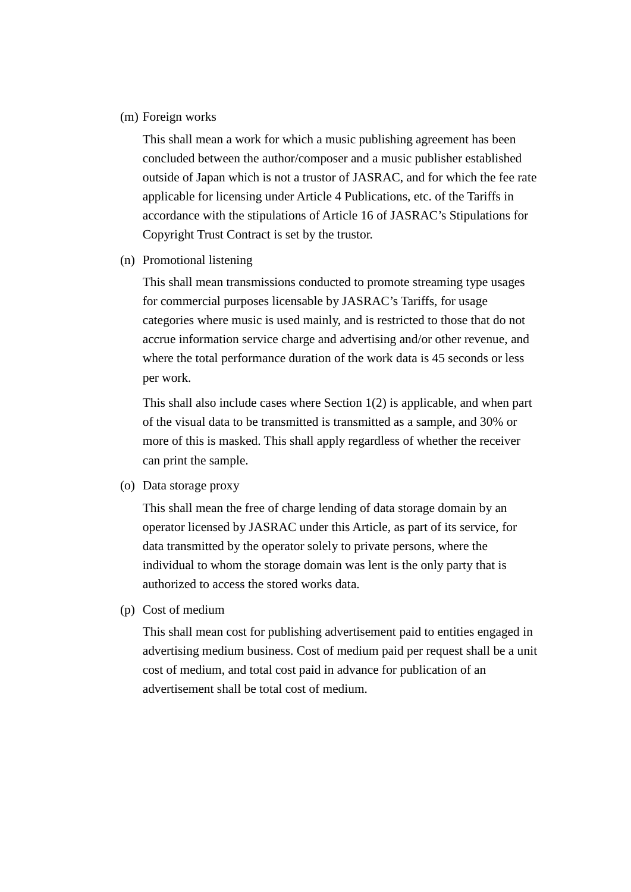(m) Foreign works

This shall mean a work for which a music publishing agreement has been concluded between the author/composer and a music publisher established outside of Japan which is not a trustor of JASRAC, and for which the fee rate applicable for licensing under Article 4 Publications, etc. of the Tariffs in accordance with the stipulations of Article 16 of JASRAC's Stipulations for Copyright Trust Contract is set by the trustor.

(n) Promotional listening

This shall mean transmissions conducted to promote streaming type usages for commercial purposes licensable by JASRAC's Tariffs, for usage categories where music is used mainly, and is restricted to those that do not accrue information service charge and advertising and/or other revenue, and where the total performance duration of the work data is 45 seconds or less per work.

This shall also include cases where Section 1(2) is applicable, and when part of the visual data to be transmitted is transmitted as a sample, and 30% or more of this is masked. This shall apply regardless of whether the receiver can print the sample.

(o) Data storage proxy

This shall mean the free of charge lending of data storage domain by an operator licensed by JASRAC under this Article, as part of its service, for data transmitted by the operator solely to private persons, where the individual to whom the storage domain was lent is the only party that is authorized to access the stored works data.

(p) Cost of medium

This shall mean cost for publishing advertisement paid to entities engaged in advertising medium business. Cost of medium paid per request shall be a unit cost of medium, and total cost paid in advance for publication of an advertisement shall be total cost of medium.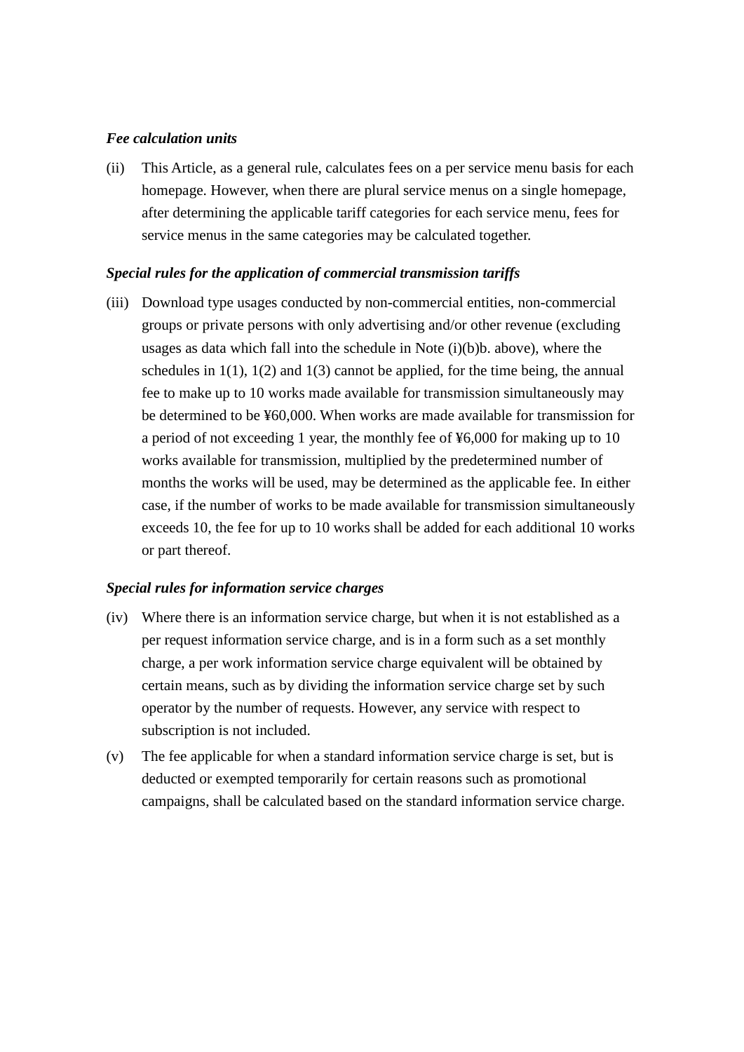***Fee calculation units***

(ii) This Article, as a general rule, calculates fees on a per service menu basis for each homepage. However, when there are plural service menus on a single homepage, after determining the applicable tariff categories for each service menu, fees for service menus in the same categories may be calculated together.

***Special rules for the application of commercial transmission tariffs***

(iii) Download type usages conducted by non-commercial entities, non-commercial groups or private persons with only advertising and/or other revenue (excluding usages as data which fall into the schedule in Note (i)(b)b. above), where the schedules in 1(1), 1(2) and 1(3) cannot be applied, for the time being, the annual fee to make up to 10 works made available for transmission simultaneously may be determined to be ¥60,000. When works are made available for transmission for a period of not exceeding 1 year, the monthly fee of ¥6,000 for making up to 10 works available for transmission, multiplied by the predetermined number of months the works will be used, may be determined as the applicable fee. In either case, if the number of works to be made available for transmission simultaneously exceeds 10, the fee for up to 10 works shall be added for each additional 10 works or part thereof.

***Special rules for information service charges***

(iv) Where there is an information service charge, but when it is not established as a per request information service charge, and is in a form such as a set monthly charge, a per work information service charge equivalent will be obtained by certain means, such as by dividing the information service charge set by such operator by the number of requests. However, any service with respect to subscription is not included.

(v) The fee applicable for when a standard information service charge is set, but is deducted or exempted temporarily for certain reasons such as promotional campaigns, shall be calculated based on the standard information service charge.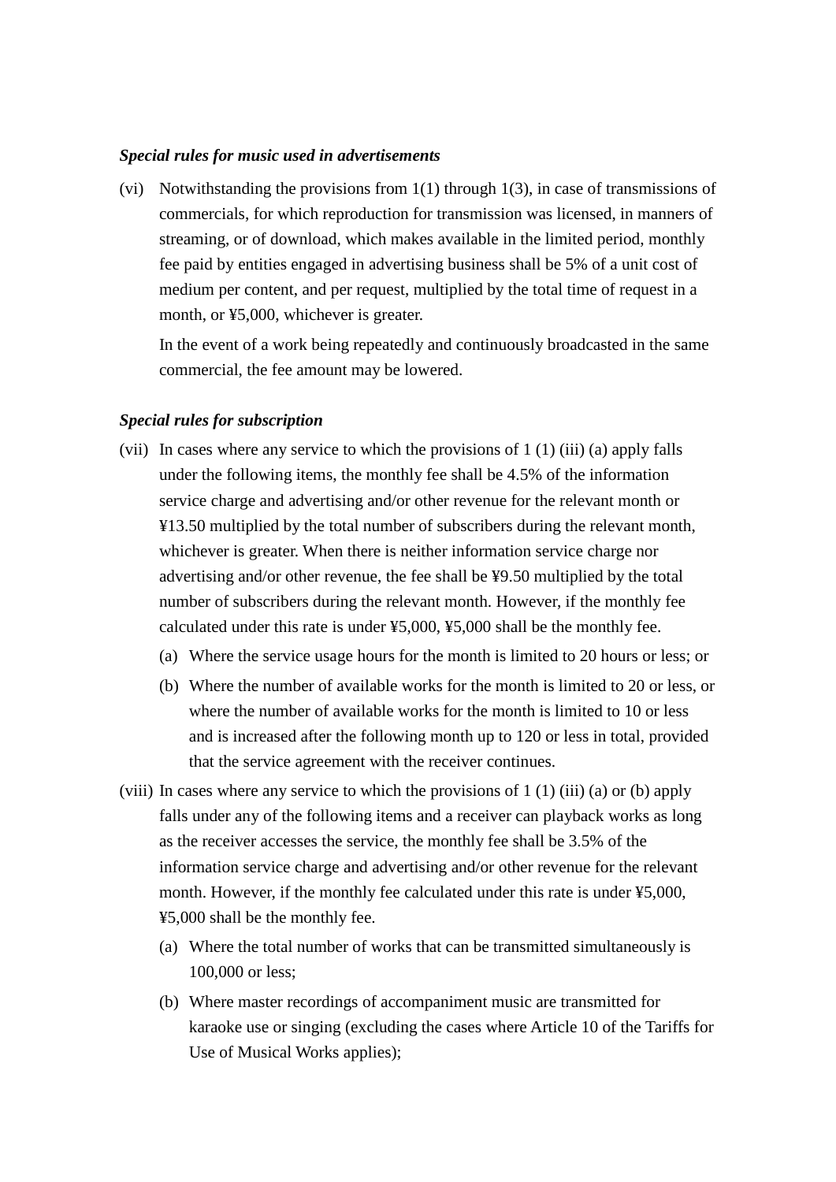***Special rules for music used in advertisements***

(vi) Notwithstanding the provisions from 1(1) through 1(3), in case of transmissions of commercials, for which reproduction for transmission was licensed, in manners of streaming, or of download, which makes available in the limited period, monthly fee paid by entities engaged in advertising business shall be 5% of a unit cost of medium per content, and per request, multiplied by the total time of request in a month, or ¥5,000, whichever is greater.

In the event of a work being repeatedly and continuously broadcasted in the same commercial, the fee amount may be lowered.

***Special rules for subscription***

(vii) In cases where any service to which the provisions of 1 (1) (iii) (a) apply falls under the following items, the monthly fee shall be 4.5% of the information service charge and advertising and/or other revenue for the relevant month or ¥13.50 multiplied by the total number of subscribers during the relevant month, whichever is greater. When there is neither information service charge nor advertising and/or other revenue, the fee shall be ¥9.50 multiplied by the total number of subscribers during the relevant month. However, if the monthly fee calculated under this rate is under ¥5,000, ¥5,000 shall be the monthly fee.

- (a) Where the service usage hours for the month is limited to 20 hours or less; or
- (b) Where the number of available works for the month is limited to 20 or less, or where the number of available works for the month is limited to 10 or less and is increased after the following month up to 120 or less in total, provided that the service agreement with the receiver continues.

(viii) In cases where any service to which the provisions of 1 (1) (iii) (a) or (b) apply falls under any of the following items and a receiver can playback works as long as the receiver accesses the service, the monthly fee shall be 3.5% of the information service charge and advertising and/or other revenue for the relevant month. However, if the monthly fee calculated under this rate is under ¥5,000, ¥5,000 shall be the monthly fee.

- (a) Where the total number of works that can be transmitted simultaneously is 100,000 or less;
- (b) Where master recordings of accompaniment music are transmitted for karaoke use or singing (excluding the cases where Article 10 of the Tariffs for Use of Musical Works applies);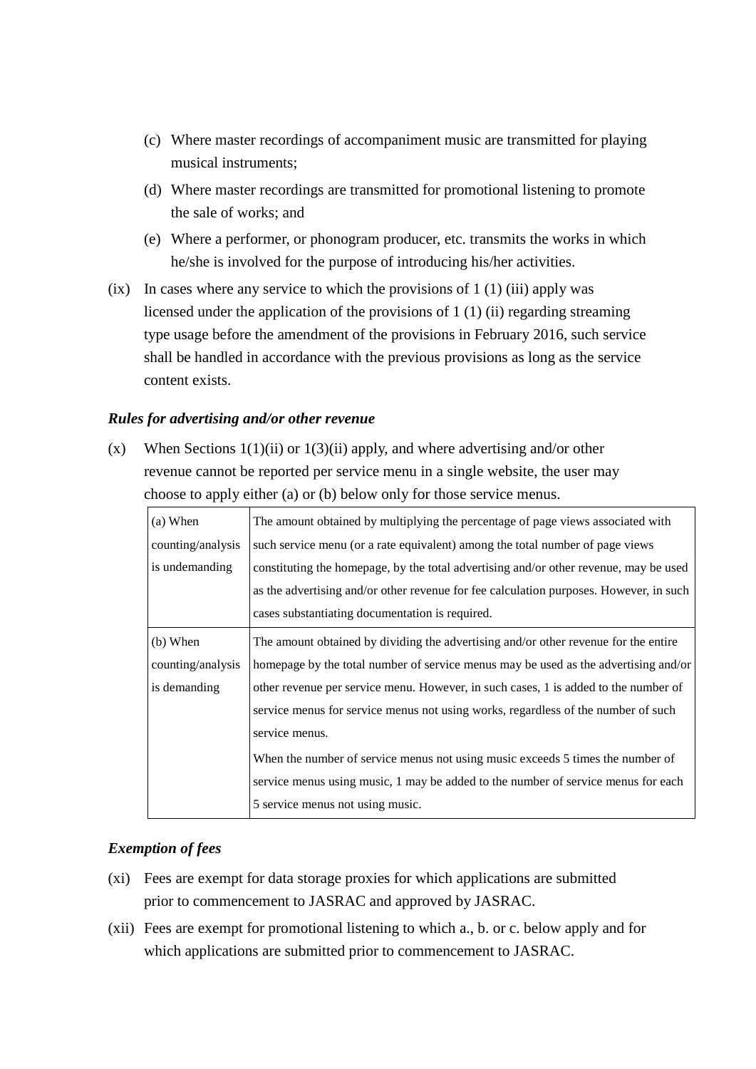(c) Where master recordings of accompaniment music are transmitted for playing musical instruments;

(d) Where master recordings are transmitted for promotional listening to promote the sale of works; and

(e) Where a performer, or phonogram producer, etc. transmits the works in which he/she is involved for the purpose of introducing his/her activities.

(ix) In cases where any service to which the provisions of 1 (1) (iii) apply was licensed under the application of the provisions of 1 (1) (ii) regarding streaming type usage before the amendment of the provisions in February 2016, such service shall be handled in accordance with the previous provisions as long as the service content exists.

***Rules for advertising and/or other revenue***

(x) When Sections 1(1)(ii) or 1(3)(ii) apply, and where advertising and/or other revenue cannot be reported per service menu in a single website, the user may choose to apply either (a) or (b) below only for those service menus.

| | |
|---|---|
| (a) When counting/analysis is undemanding | The amount obtained by multiplying the percentage of page views associated with such service menu (or a rate equivalent) among the total number of page views constituting the homepage, by the total advertising and/or other revenue, may be used as the advertising and/or other revenue for fee calculation purposes. However, in such cases substantiating documentation is required. |
| (b) When counting/analysis is demanding | The amount obtained by dividing the advertising and/or other revenue for the entire homepage by the total number of service menus may be used as the advertising and/or other revenue per service menu. However, in such cases, 1 is added to the number of service menus for service menus not using works, regardless of the number of such service menus.<br>When the number of service menus not using music exceeds 5 times the number of service menus using music, 1 may be added to the number of service menus for each 5 service menus not using music. |

***Exemption of fees***

(xi) Fees are exempt for data storage proxies for which applications are submitted prior to commencement to JASRAC and approved by JASRAC.

(xii) Fees are exempt for promotional listening to which a., b. or c. below apply and for which applications are submitted prior to commencement to JASRAC.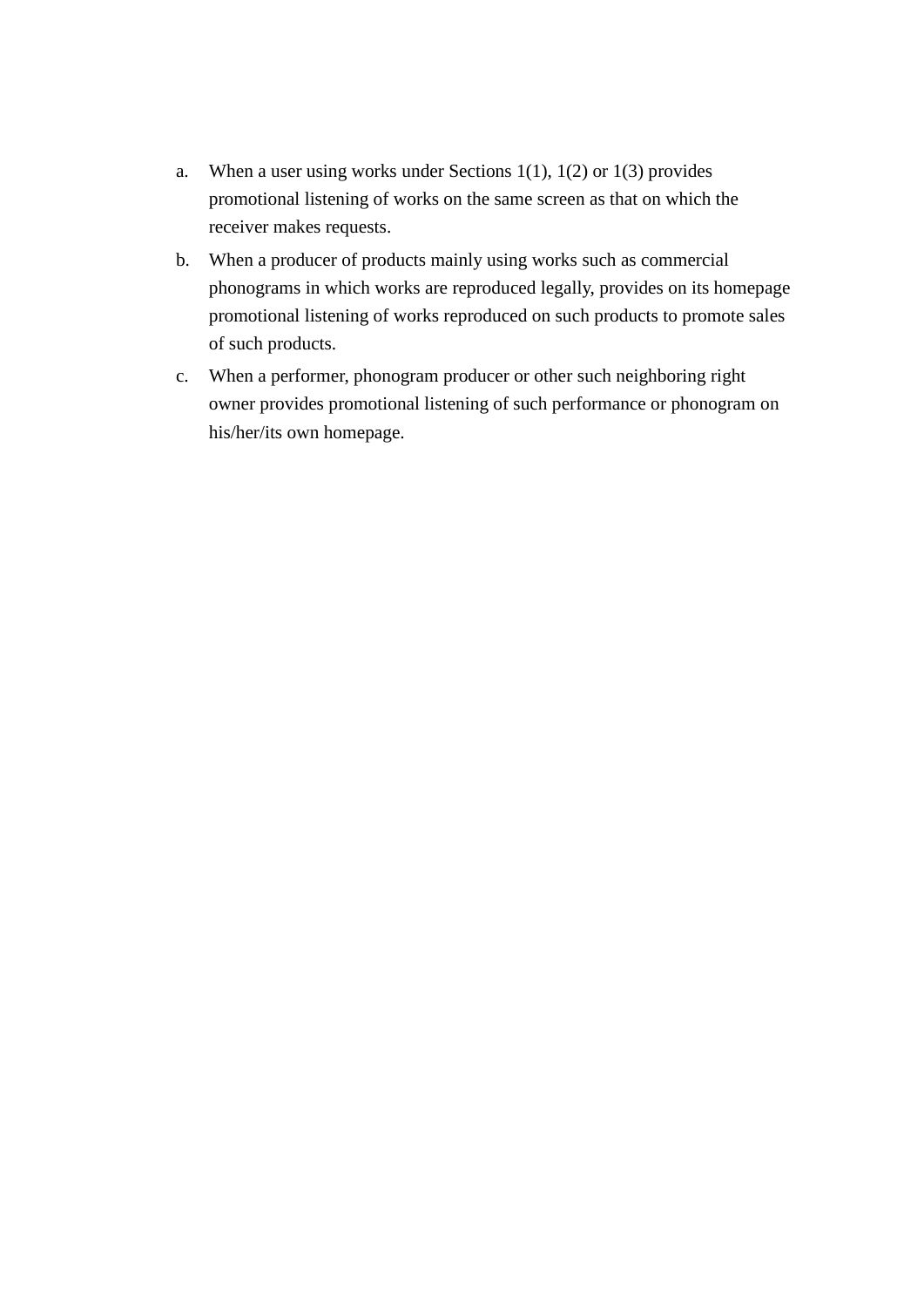a. When a user using works under Sections 1(1), 1(2) or 1(3) provides promotional listening of works on the same screen as that on which the receiver makes requests.
b. When a producer of products mainly using works such as commercial phonograms in which works are reproduced legally, provides on its homepage promotional listening of works reproduced on such products to promote sales of such products.
c. When a performer, phonogram producer or other such neighboring right owner provides promotional listening of such performance or phonogram on his/her/its own homepage.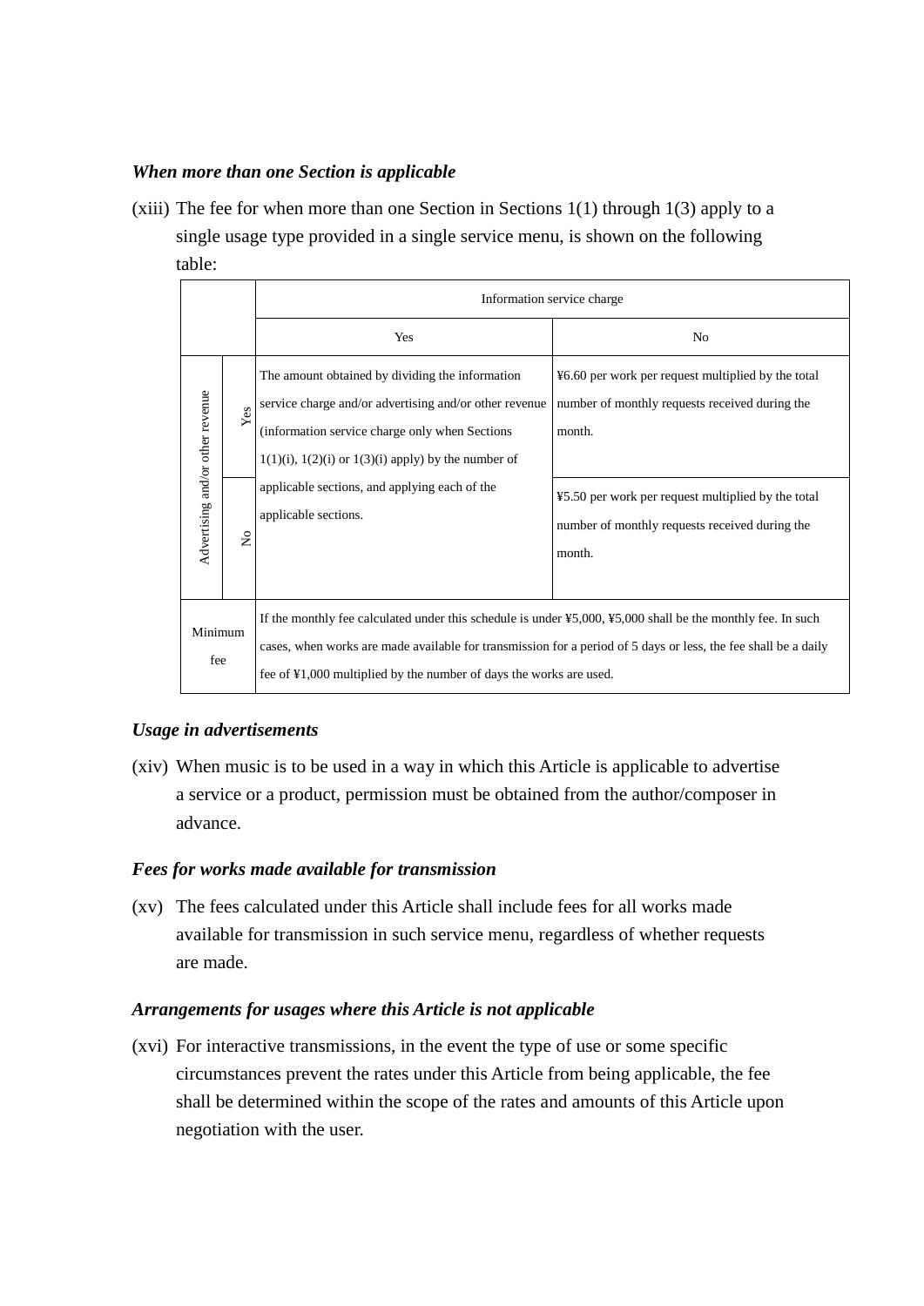***When more than one Section is applicable***

(xiii) The fee for when more than one Section in Sections 1(1) through 1(3) apply to a single usage type provided in a single service menu, is shown on the following table:

| | | Information service charge | |
|---|---|---|---|
| | | Yes | No |
| Advertising and/or other revenue | Yes | The amount obtained by dividing the information service charge and/or advertising and/or other revenue (information service charge only when Sections 1(1)(i), 1(2)(i) or 1(3)(i) apply) by the number of applicable sections, and applying each of the applicable sections. | ¥6.60 per work per request multiplied by the total number of monthly requests received during the month. |
| | No | | ¥5.50 per work per request multiplied by the total number of monthly requests received during the month. |
| Minimum fee | | If the monthly fee calculated under this schedule is under ¥5,000, ¥5,000 shall be the monthly fee. In such cases, when works are made available for transmission for a period of 5 days or less, the fee shall be a daily fee of ¥1,000 multiplied by the number of days the works are used. | |

***Usage in advertisements***

(xiv) When music is to be used in a way in which this Article is applicable to advertise a service or a product, permission must be obtained from the author/composer in advance.

***Fees for works made available for transmission***

(xv) The fees calculated under this Article shall include fees for all works made available for transmission in such service menu, regardless of whether requests are made.

***Arrangements for usages where this Article is not applicable***

(xvi) For interactive transmissions, in the event the type of use or some specific circumstances prevent the rates under this Article from being applicable, the fee shall be determined within the scope of the rates and amounts of this Article upon negotiation with the user.